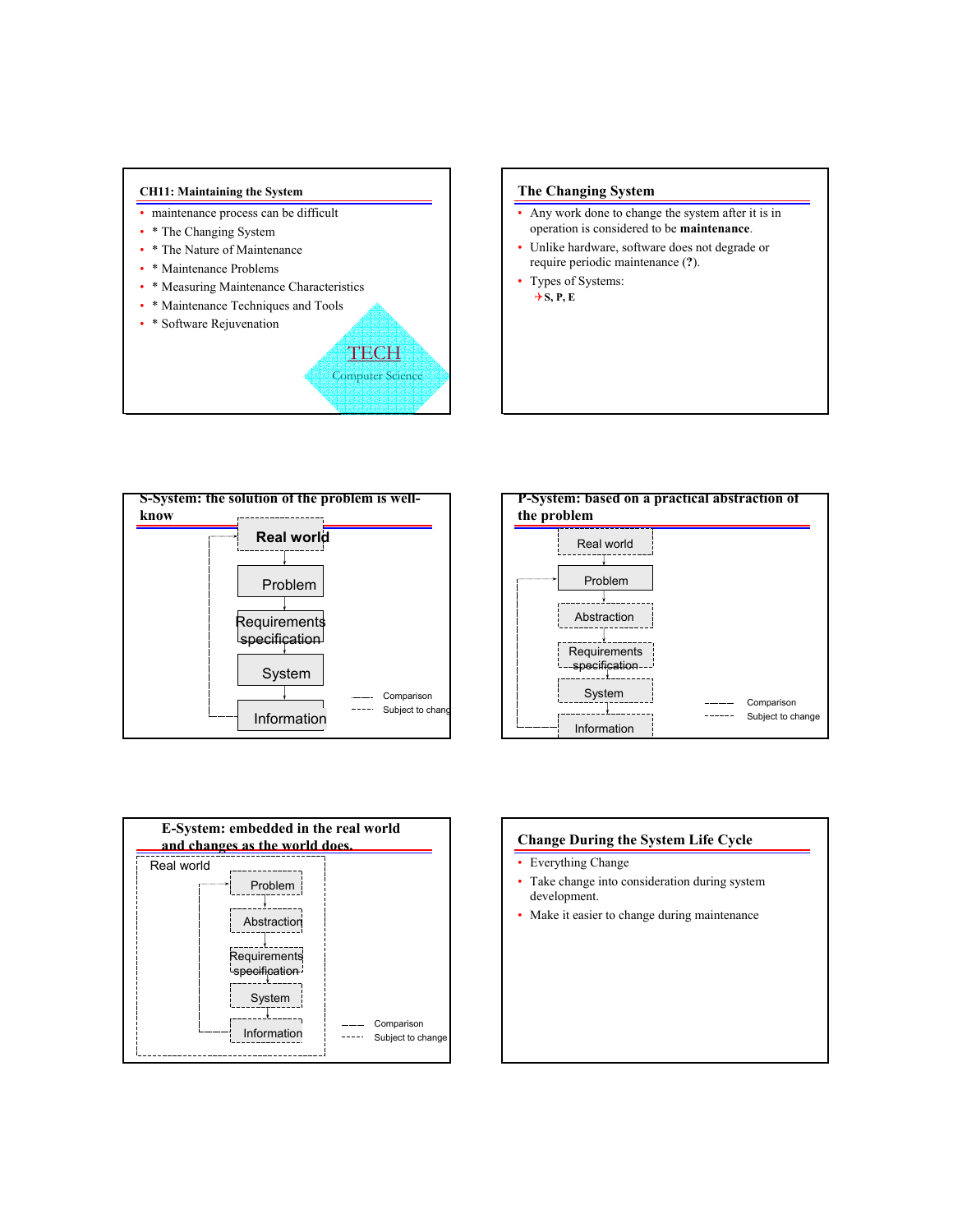## CH11: Maintaining the System

- maintenance process can be difficult
- * The Changing System
- * The Nature of Maintenance
- * Maintenance Problems
- * Measuring Maintenance Characteristics
- * Maintenance Techniques and Tools
- * Software Rejuvenation

TECH
Computer Science

## The Changing System

- Any work done to change the system after it is in operation is considered to be **maintenance**.
- Unlike hardware, software does not degrade or require periodic maintenance (**?**).
- Types of Systems:
  - ✈**S, P, E**

## S-System: the solution of the problem is well-know

Real world

Problem

Requirements specification

System

Information

Comparison
Subject to change

## P-System: based on a practical abstraction of the problem

Real world

Problem

Abstraction

Requirements specification

System

Information

Comparison
Subject to change

## E-System: embedded in the real world and changes as the world does.

Real world

Problem

Abstraction

Requirements specification

System

Information

Comparison
Subject to change

## Change During the System Life Cycle

- Everything Change
- Take change into consideration during system development.
- Make it easier to change during maintenance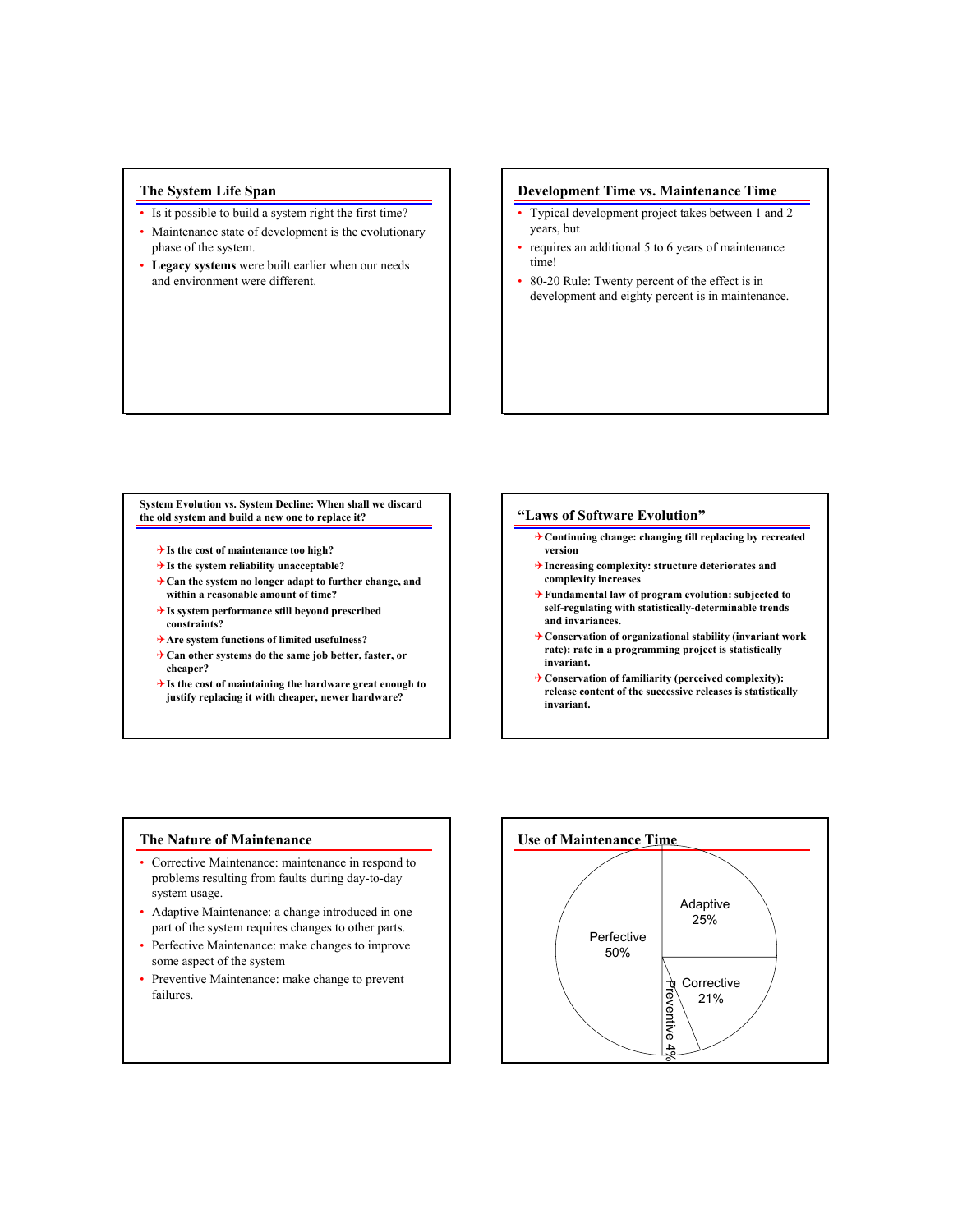## The System Life Span

- Is it possible to build a system right the first time?
- Maintenance state of development is the evolutionary phase of the system.
- **Legacy systems** were built earlier when our needs and environment were different.

## Development Time vs. Maintenance Time

- Typical development project takes between 1 and 2 years, but
- requires an additional 5 to 6 years of maintenance time!
- 80-20 Rule: Twenty percent of the effect is in development and eighty percent is in maintenance.

## System Evolution vs. System Decline: When shall we discard the old system and build a new one to replace it?

- **Is the cost of maintenance too high?**
- **Is the system reliability unacceptable?**
- **Can the system no longer adapt to further change, and within a reasonable amount of time?**
- **Is system performance still beyond prescribed constraints?**
- **Are system functions of limited usefulness?**
- **Can other systems do the same job better, faster, or cheaper?**
- **Is the cost of maintaining the hardware great enough to justify replacing it with cheaper, newer hardware?**

## "Laws of Software Evolution"

- **Continuing change: changing till replacing by recreated version**
- **Increasing complexity: structure deteriorates and complexity increases**
- **Fundamental law of program evolution: subjected to self-regulating with statistically-determinable trends and invariances.**
- **Conservation of organizational stability (invariant work rate): rate in a programming project is statistically invariant.**
- **Conservation of familiarity (perceived complexity): release content of the successive releases is statistically invariant.**

## The Nature of Maintenance

- Corrective Maintenance: maintenance in respond to problems resulting from faults during day-to-day system usage.
- Adaptive Maintenance: a change introduced in one part of the system requires changes to other parts.
- Perfective Maintenance: make changes to improve some aspect of the system
- Preventive Maintenance: make change to prevent failures.

## Use of Maintenance Time

| Type | Share |
|---|---|
| Perfective | 50% |
| Adaptive | 25% |
| Corrective | 21% |
| Preventive | 4% |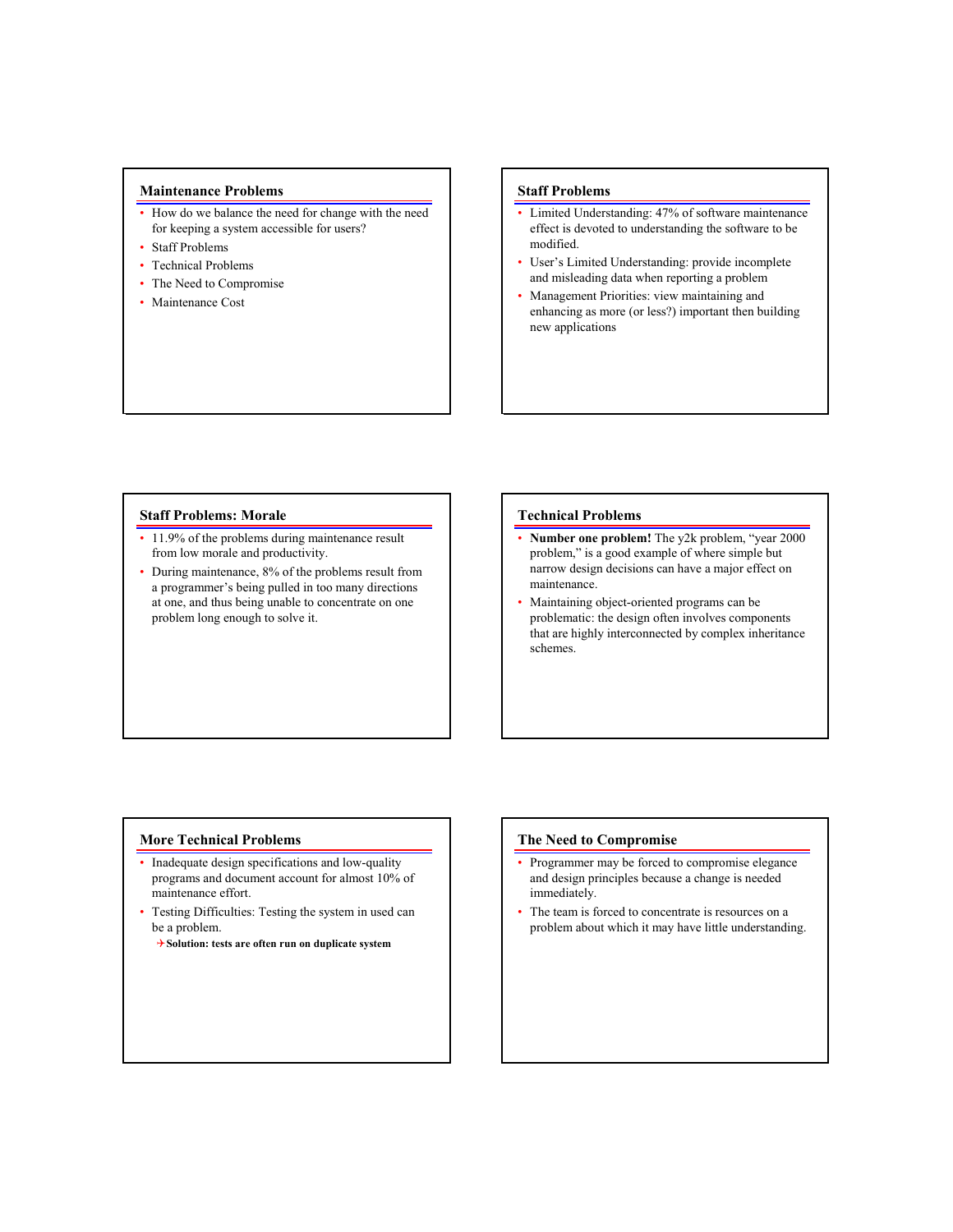## Maintenance Problems

- How do we balance the need for change with the need for keeping a system accessible for users?
- Staff Problems
- Technical Problems
- The Need to Compromise
- Maintenance Cost

## Staff Problems

- Limited Understanding: 47% of software maintenance effect is devoted to understanding the software to be modified.
- User's Limited Understanding: provide incomplete and misleading data when reporting a problem
- Management Priorities: view maintaining and enhancing as more (or less?) important then building new applications

## Staff Problems: Morale

- 11.9% of the problems during maintenance result from low morale and productivity.
- During maintenance, 8% of the problems result from a programmer's being pulled in too many directions at one, and thus being unable to concentrate on one problem long enough to solve it.

## Technical Problems

- **Number one problem!** The y2k problem, "year 2000 problem," is a good example of where simple but narrow design decisions can have a major effect on maintenance.
- Maintaining object-oriented programs can be problematic: the design often involves components that are highly interconnected by complex inheritance schemes.

## More Technical Problems

- Inadequate design specifications and low-quality programs and document account for almost 10% of maintenance effort.
- Testing Difficulties: Testing the system in used can be a problem.
  - **Solution: tests are often run on duplicate system**

## The Need to Compromise

- Programmer may be forced to compromise elegance and design principles because a change is needed immediately.
- The team is forced to concentrate is resources on a problem about which it may have little understanding.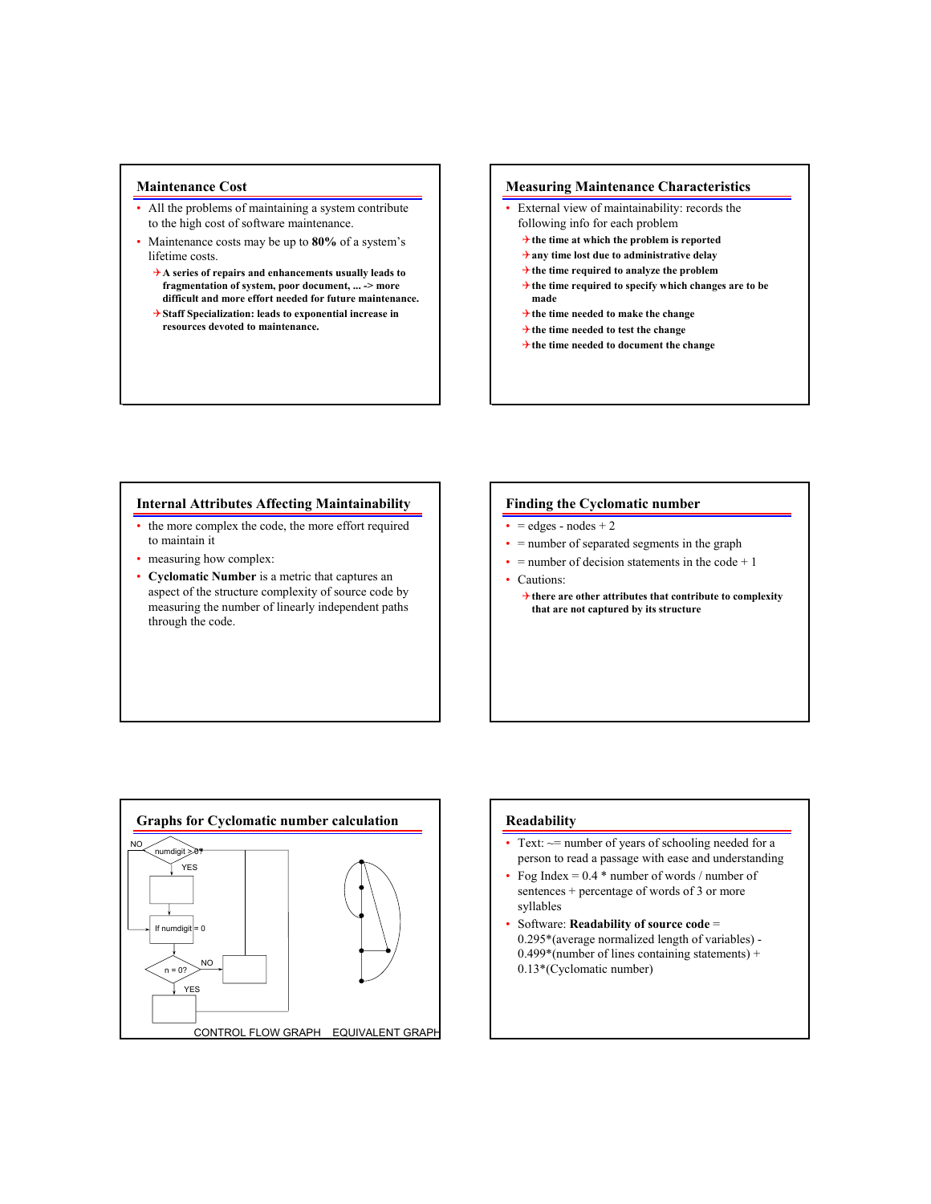## Maintenance Cost

- All the problems of maintaining a system contribute to the high cost of software maintenance.
- Maintenance costs may be up to **80%** of a system's lifetime costs.
  - **A series of repairs and enhancements usually leads to fragmentation of system, poor document, ... -> more difficult and more effort needed for future maintenance.**
  - **Staff Specialization: leads to exponential increase in resources devoted to maintenance.**

## Measuring Maintenance Characteristics

- External view of maintainability: records the following info for each problem
  - **the time at which the problem is reported**
  - **any time lost due to administrative delay**
  - **the time required to analyze the problem**
  - **the time required to specify which changes are to be made**
  - **the time needed to make the change**
  - **the time needed to test the change**
  - **the time needed to document the change**

## Internal Attributes Affecting Maintainability

- the more complex the code, the more effort required to maintain it
- measuring how complex:
- **Cyclomatic Number** is a metric that captures an aspect of the structure complexity of source code by measuring the number of linearly independent paths through the code.

## Finding the Cyclomatic number

- = edges - nodes + 2
- = number of separated segments in the graph
- = number of decision statements in the code + 1
- Cautions:
  - **there are other attributes that contribute to complexity that are not captured by its structure**

## Graphs for Cyclomatic number calculation

NO, numdigit > 0?, YES, If numdigit = 0, n = 0?, NO, YES

CONTROL FLOW GRAPH    EQUIVALENT GRAPH

## Readability

- Text: ~= number of years of schooling needed for a person to read a passage with ease and understanding
- Fog Index = 0.4 * number of words / number of sentences + percentage of words of 3 or more syllables
- Software: **Readability of source code** = 0.295*(average normalized length of variables) - 0.499*(number of lines containing statements) + 0.13*(Cyclomatic number)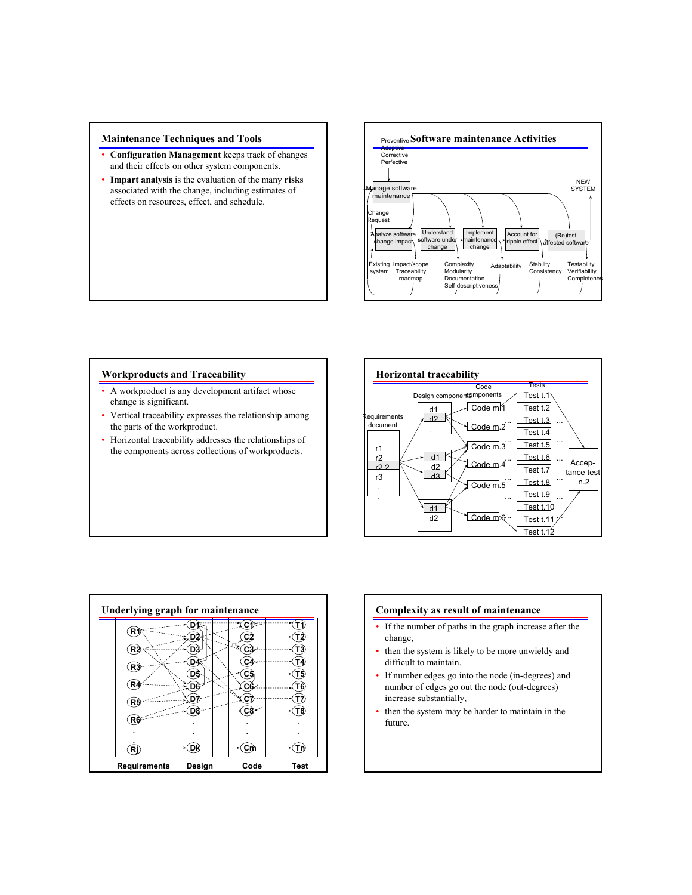## Maintenance Techniques and Tools

- **Configuration Management** keeps track of changes and their effects on other system components.
- **Impart analysis** is the evaluation of the many **risks** associated with the change, including estimates of effects on resources, effect, and schedule.

## Software maintenance Activities

Preventive
Adaptive
Corrective
Perfective

Manage software maintenance

NEW SYSTEM

Change Request

Analyze software change impact → Understand software under change → Implement maintenance change → Account for ripple effect → (Re)test affected software

Existing system | Impact/scope Traceability roadmap | Complexity Modularity Documentation Self-descriptiveness | Adaptability | Stability Consistency | Testability Verifiability Completeness

## Workproducts and Traceability

- A workproduct is any development artifact whose change is significant.
- Vertical traceability expresses the relationship among the parts of the workproduct.
- Horizontal traceability addresses the relationships of the components across collections of workproducts.

## Horizontal traceability

Requirements document: r1, r2, r2.2, r3, ...

Design components: d1, d2 ... ; d1, d2, d3 ; d1, d2

Code components: Code m.1, Code m.2, Code m.3, Code m.4, Code m.5, Code m.6

Tests: Test t.1, Test t.2, Test t.3, Test t.4, Test t.5, Test t.6, Test t.7, Test t.8, Test t.9, Test t.10, Test t.11, Test t.12

Acceptance test n.2

## Underlying graph for maintenance

Requirements: R1, R2, R3, R4, R5, R6, ..., Rj

Design: D1, D2, D3, D4, D5, D6, D7, D8, ..., Dk

Code: C1, C2, C3, C4, C5, C6, C7, C8, ..., Cm

Test: T1, T2, T3, T4, T5, T6, T7, T8, ..., Tn

## Complexity as result of maintenance

- If the number of paths in the graph increase after the change,
- then the system is likely to be more unwieldy and difficult to maintain.
- If number edges go into the node (in-degrees) and number of edges go out the node (out-degrees) increase substantially,
- then the system may be harder to maintain in the future.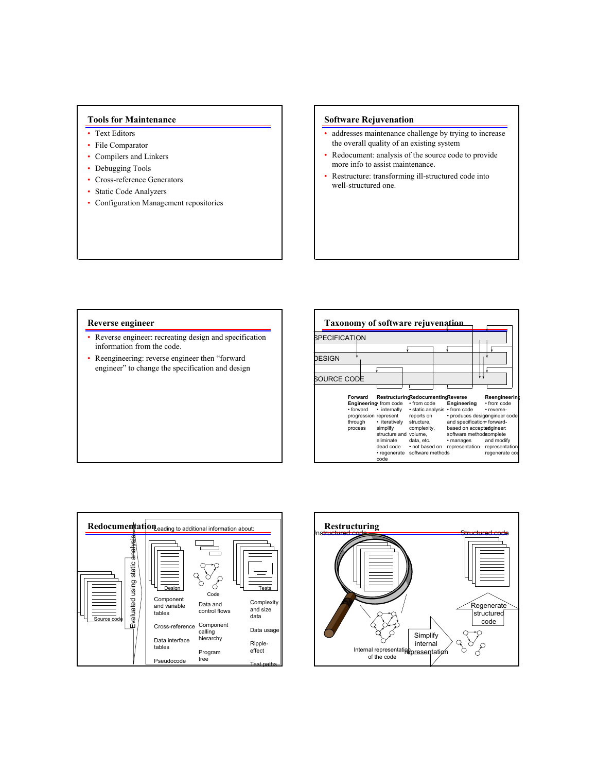## Tools for Maintenance

- Text Editors
- File Comparator
- Compilers and Linkers
- Debugging Tools
- Cross-reference Generators
- Static Code Analyzers
- Configuration Management repositories

## Software Rejuvenation

- addresses maintenance challenge by trying to increase the overall quality of an existing system
- Redocument: analysis of the source code to provide more info to assist maintenance.
- Restructure: transforming ill-structured code into well-structured one.

## Reverse engineer

- Reverse engineer: recreating design and specification information from the code.
- Reengineering: reverse engineer then "forward engineer" to change the specification and design

## Taxonomy of software rejuvenation

SPECIFICATION

DESIGN

SOURCE CODE

| Forward Engineering | Restructuring | Redocumenting | Reverse Engineering | Reengineering |
|---|---|---|---|---|
| • forward progression through process | • from code • internally represent • iteratively simplify structure and eliminate dead code • regenerate code | • from code • static analysis reports on structure, complexity, volume, data, etc. • not based on software methods | • from code • produces design and specification based on accepted software methods • manages representation | • from code • reverse-engineer code • forward-engineer: complete and modify representation regenerate code |

## Redocumentation

Source code

Evaluated using static analysis

Leading to additional information about:

| Design | Code | Tests |
|---|---|---|
| Component and variable tables | Data and control flows | Complexity and size data |
| Cross-reference | Component calling hierarchy | Data usage |
| Data interface tables | Program tree | Ripple-effect |
| Pseudocode | | Test paths |

## Restructuring

Unstructured code

Structured code

Internal representation of the code

Simplify internal representation

Regenerate structured code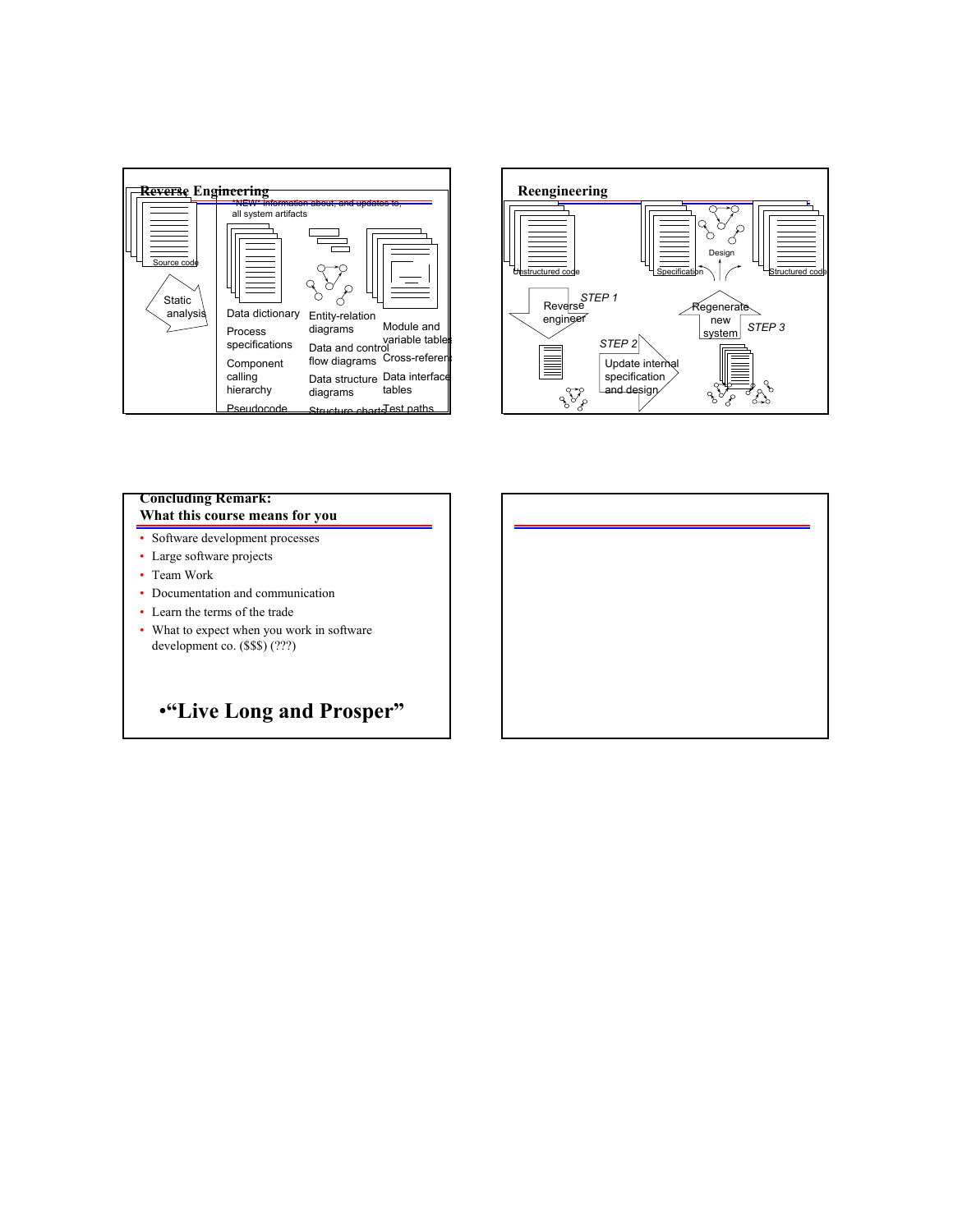## Reverse Engineering

"NEW" information about, and updates to, all system artifacts

Source code

Static analysis

Data dictionary

Process specifications

Component calling hierarchy

Pseudocode

Entity-relation diagrams

Data and control flow diagrams

Data structure diagrams

Structure charts

Module and variable tables

Cross-reference

Data interface tables

Test paths

## Reengineering

Unstructured code

Specification

Design

Structured code

STEP 1

Reverse engineer

STEP 2

Update internal specification and design

STEP 3

Regenerate new system

## Concluding Remark: What this course means for you

- Software development processes
- Large software projects
- Team Work
- Documentation and communication
- Learn the terms of the trade
- What to expect when you work in software development co. ($$$) (???)

**•"Live Long and Prosper"**